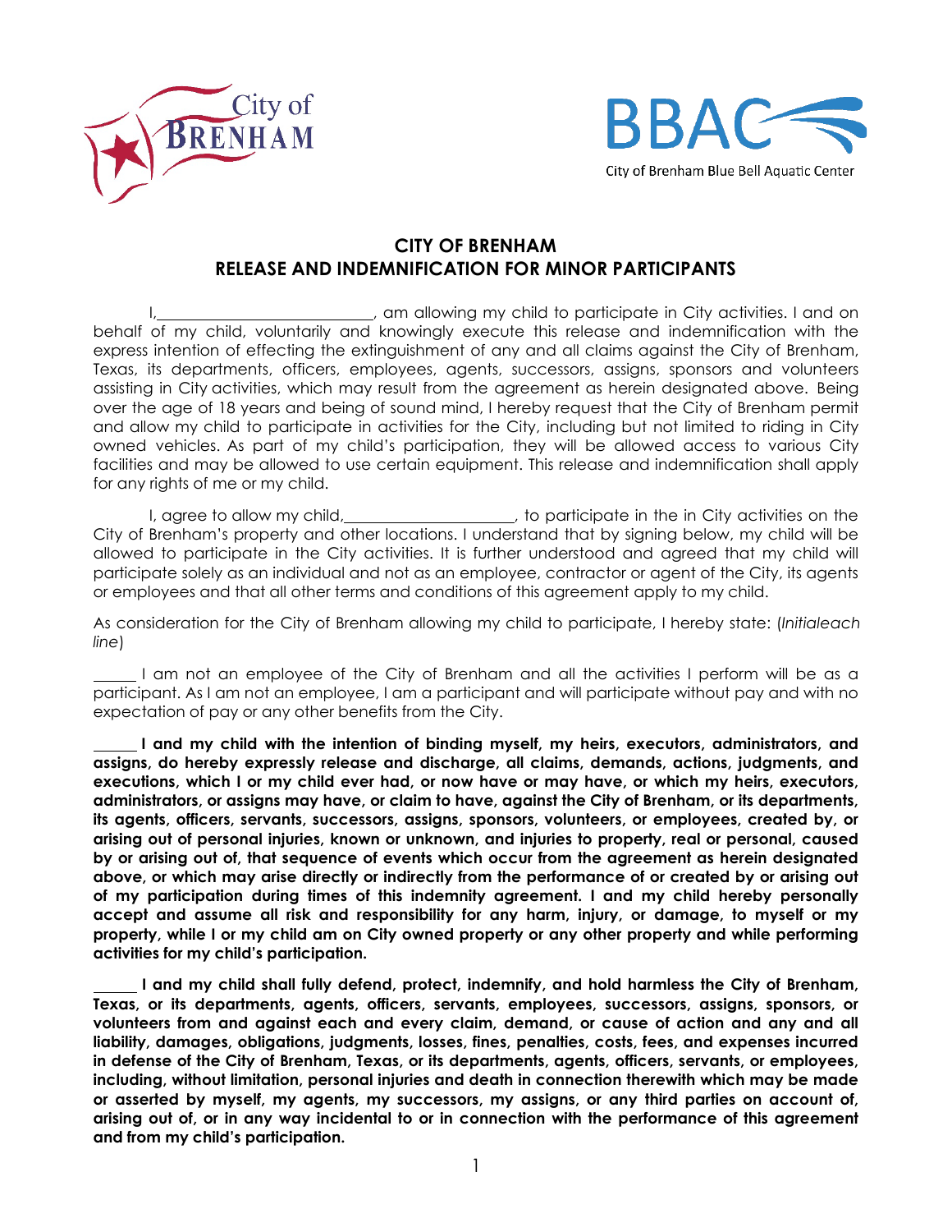# CITY OF BRENHAM
## RELEASE AND INDEMNIFICATION FOR MINOR PARTICIPANTS

I,\_\_\_\_\_\_\_\_\_\_\_\_\_\_\_\_\_\_\_\_\_\_\_\_\_\_\_\_, am allowing my child to participate in City activities. I and on behalf of my child, voluntarily and knowingly execute this release and indemnification with the express intention of effecting the extinguishment of any and all claims against the City of Brenham, Texas, its departments, officers, employees, agents, successors, assigns, sponsors and volunteers assisting in City activities, which may result from the agreement as herein designated above. Being over the age of 18 years and being of sound mind, I hereby request that the City of Brenham permit and allow my child to participate in activities for the City, including but not limited to riding in City owned vehicles. As part of my child's participation, they will be allowed access to various City facilities and may be allowed to use certain equipment. This release and indemnification shall apply for any rights of me or my child.

I, agree to allow my child,\_\_\_\_\_\_\_\_\_\_\_\_\_\_\_\_\_\_\_\_\_\_, to participate in the in City activities on the City of Brenham's property and other locations. I understand that by signing below, my child will be allowed to participate in the City activities. It is further understood and agreed that my child will participate solely as an individual and not as an employee, contractor or agent of the City, its agents or employees and that all other terms and conditions of this agreement apply to my child.

As consideration for the City of Brenham allowing my child to participate, I hereby state: (*Initialeach line*)

\_\_\_\_\_ I am not an employee of the City of Brenham and all the activities I perform will be as a participant. As I am not an employee, I am a participant and will participate without pay and with no expectation of pay or any other benefits from the City.

\_\_\_\_\_ **I and my child with the intention of binding myself, my heirs, executors, administrators, and assigns, do hereby expressly release and discharge, all claims, demands, actions, judgments, and executions, which I or my child ever had, or now have or may have, or which my heirs, executors, administrators, or assigns may have, or claim to have, against the City of Brenham, or its departments, its agents, officers, servants, successors, assigns, sponsors, volunteers, or employees, created by, or arising out of personal injuries, known or unknown, and injuries to property, real or personal, caused by or arising out of, that sequence of events which occur from the agreement as herein designated above, or which may arise directly or indirectly from the performance of or created by or arising out of my participation during times of this indemnity agreement. I and my child hereby personally accept and assume all risk and responsibility for any harm, injury, or damage, to myself or my property, while I or my child am on City owned property or any other property and while performing activities for my child's participation.**

\_\_\_\_\_ **I and my child shall fully defend, protect, indemnify, and hold harmless the City of Brenham, Texas, or its departments, agents, officers, servants, employees, successors, assigns, sponsors, or volunteers from and against each and every claim, demand, or cause of action and any and all liability, damages, obligations, judgments, losses, fines, penalties, costs, fees, and expenses incurred in defense of the City of Brenham, Texas, or its departments, agents, officers, servants, or employees, including, without limitation, personal injuries and death in connection therewith which may be made or asserted by myself, my agents, my successors, my assigns, or any third parties on account of, arising out of, or in any way incidental to or in connection with the performance of this agreement and from my child's participation.**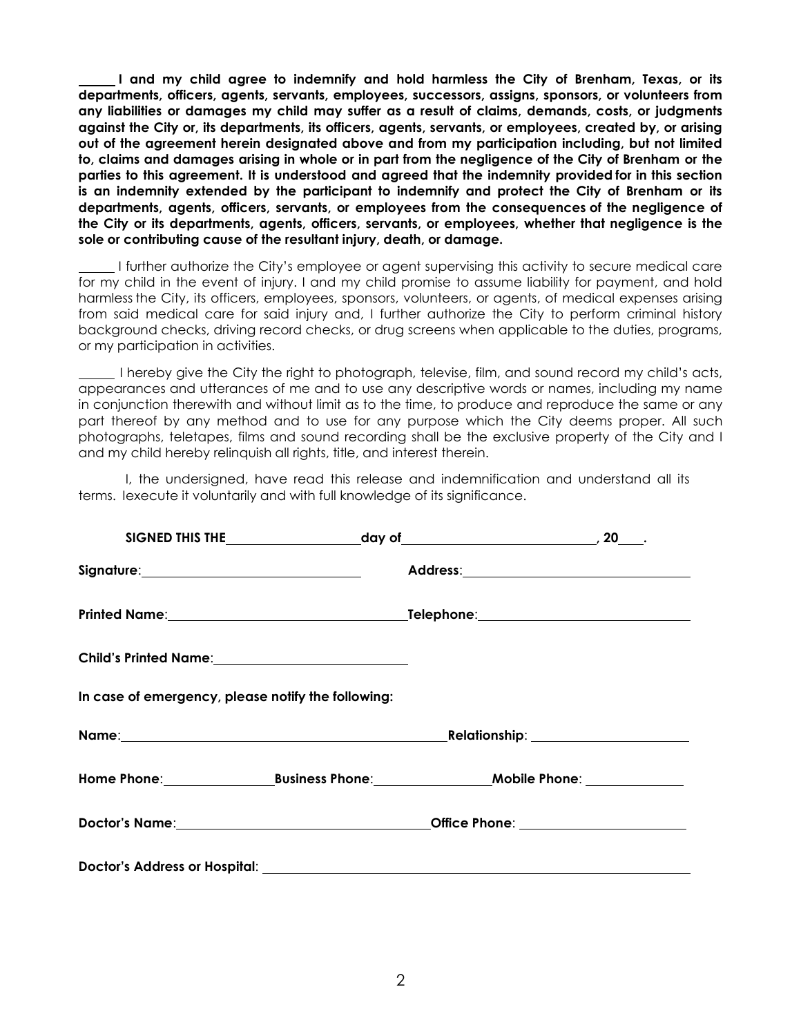_____ **I and my child agree to indemnify and hold harmless the City of Brenham, Texas, or its departments, officers, agents, servants, employees, successors, assigns, sponsors, or volunteers from any liabilities or damages my child may suffer as a result of claims, demands, costs, or judgments against the City or, its departments, its officers, agents, servants, or employees, created by, or arising out of the agreement herein designated above and from my participation including, but not limited to, claims and damages arising in whole or in part from the negligence of the City of Brenham or the parties to this agreement. It is understood and agreed that the indemnity provided for in this section is an indemnity extended by the participant to indemnify and protect the City of Brenham or its departments, agents, officers, servants, or employees from the consequences of the negligence of the City or its departments, agents, officers, servants, or employees, whether that negligence is the sole or contributing cause of the resultant injury, death, or damage.**

_____ I further authorize the City's employee or agent supervising this activity to secure medical care for my child in the event of injury. I and my child promise to assume liability for payment, and hold harmless the City, its officers, employees, sponsors, volunteers, or agents, of medical expenses arising from said medical care for said injury and, I further authorize the City to perform criminal history background checks, driving record checks, or drug screens when applicable to the duties, programs, or my participation in activities.

_____ I hereby give the City the right to photograph, televise, film, and sound record my child's acts, appearances and utterances of me and to use any descriptive words or names, including my name in conjunction therewith and without limit as to the time, to produce and reproduce the same or any part thereof by any method and to use for any purpose which the City deems proper. All such photographs, teletapes, films and sound recording shall be the exclusive property of the City and I and my child hereby relinquish all rights, title, and interest therein.

I, the undersigned, have read this release and indemnification and understand all its terms. Iexecute it voluntarily and with full knowledge of its significance.

**SIGNED THIS THE** __________ **day of** ____________________, **20**___.

**Signature**: ______________________ **Address**: ______________________

**Printed Name**: ______________________ **Telephone**: ______________________

**Child's Printed Name**: ______________________

**In case of emergency, please notify the following:**

**Name**: ______________________ **Relationship**: ______________________

**Home Phone**: __________ **Business Phone**: __________ **Mobile Phone**: __________

**Doctor's Name**: ______________________ **Office Phone**: ______________________

**Doctor's Address or Hospital**: ______________________